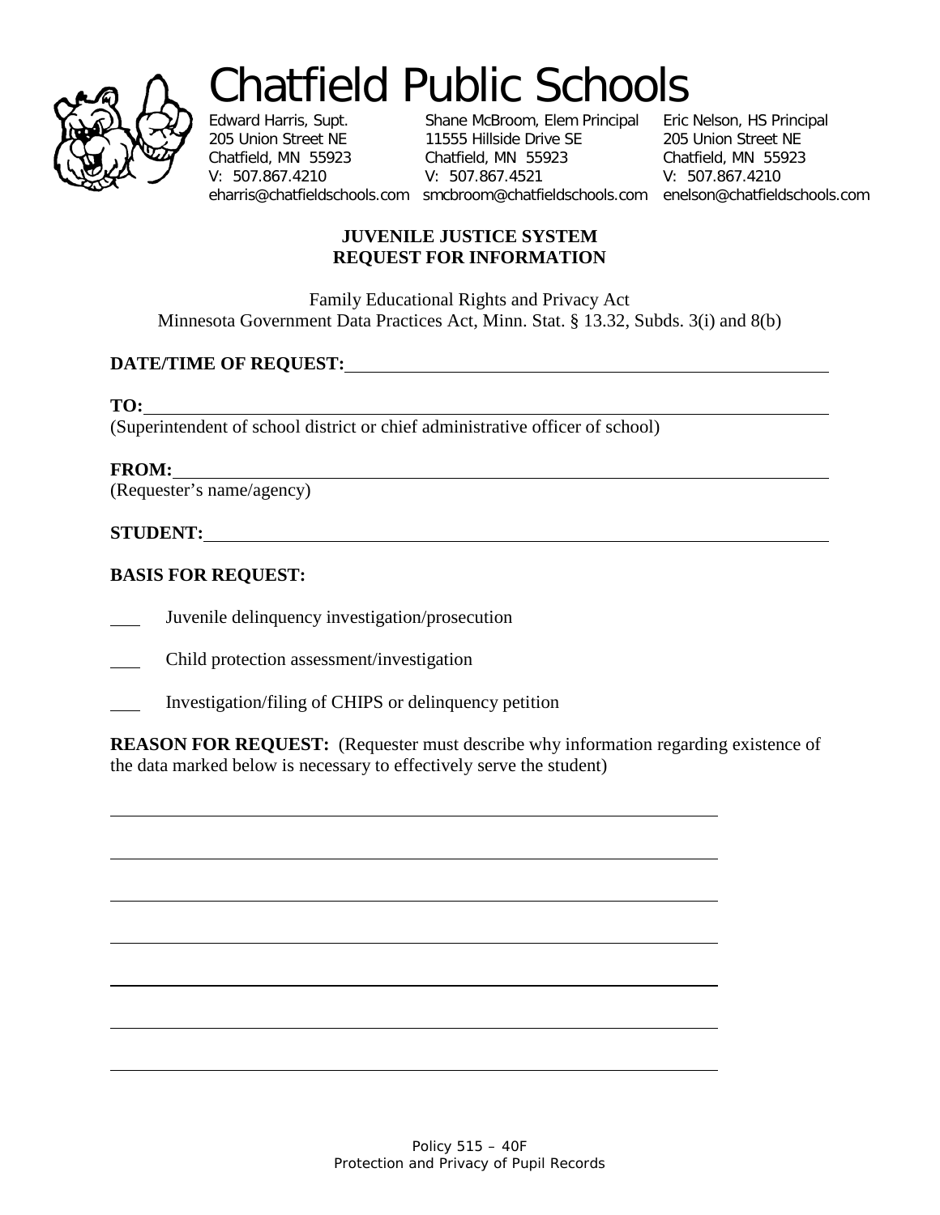# Chatfield Public Schools

| Edward Harris, Supt. | Shane McBroom, Elem Principal | Eric Nelson, HS Principal |
|---|---|---|
| 205 Union Street NE | 11555 Hillside Drive SE | 205 Union Street NE |
| Chatfield, MN 55923 | Chatfield, MN 55923 | Chatfield, MN 55923 |
| V: 507.867.4210 | V: 507.867.4521 | V: 507.867.4210 |
| eharris@chatfieldschools.com | smcbroom@chatfieldschools.com | enelson@chatfieldschools.com |

## JUVENILE JUSTICE SYSTEM
## REQUEST FOR INFORMATION

Family Educational Rights and Privacy Act
Minnesota Government Data Practices Act, Minn. Stat. § 13.32, Subds. 3(i) and 8(b)

**DATE/TIME OF REQUEST:** ______________________________________________

**TO:** ______________________________________________
(Superintendent of school district or chief administrative officer of school)

**FROM:** ______________________________________________
(Requester's name/agency)

**STUDENT:** ______________________________________________

**BASIS FOR REQUEST:**

___ Juvenile delinquency investigation/prosecution

___ Child protection assessment/investigation

___ Investigation/filing of CHIPS or delinquency petition

**REASON FOR REQUEST:** (Requester must describe why information regarding existence of the data marked below is necessary to effectively serve the student)

______________________________________________

______________________________________________

______________________________________________

______________________________________________

______________________________________________

______________________________________________

______________________________________________

Policy 515 – 40F
Protection and Privacy of Pupil Records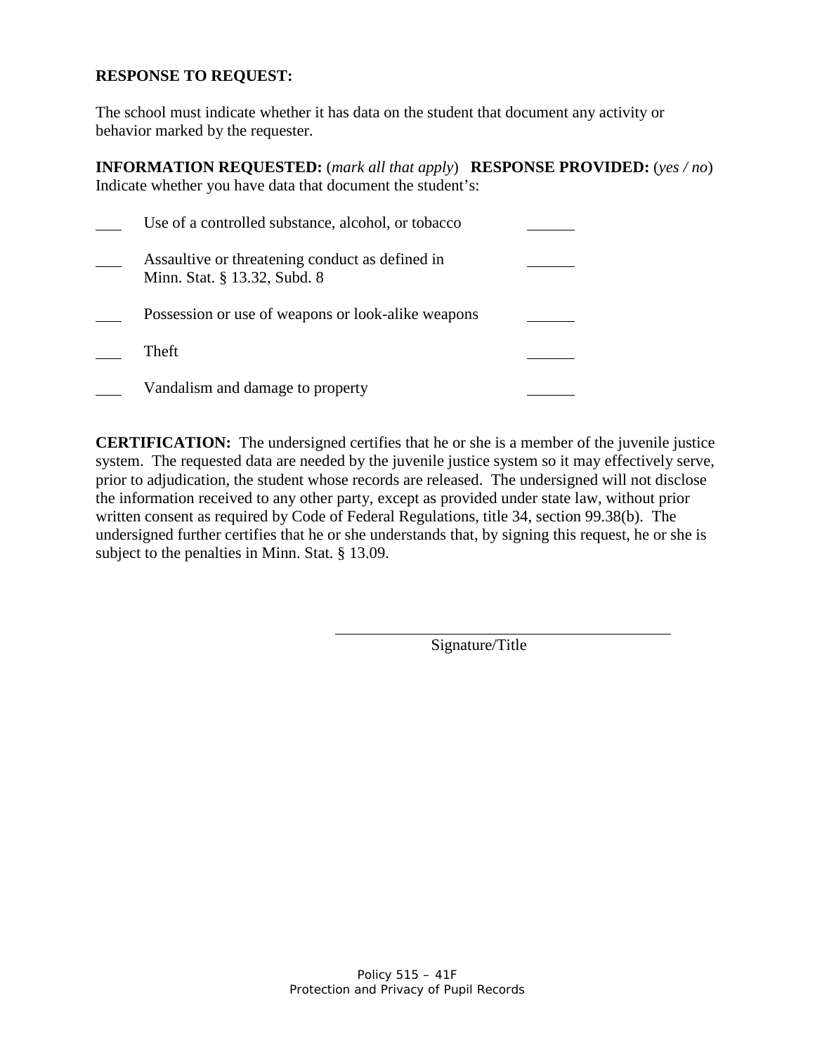**RESPONSE TO REQUEST:**

The school must indicate whether it has data on the student that document any activity or behavior marked by the requester.

**INFORMATION REQUESTED:** (*mark all that apply*) **RESPONSE PROVIDED:** (*yes / no*)
Indicate whether you have data that document the student's:

| | | |
|---|---|---|
| ___ | Use of a controlled substance, alcohol, or tobacco | ______ |
| ___ | Assaultive or threatening conduct as defined in Minn. Stat. § 13.32, Subd. 8 | ______ |
| ___ | Possession or use of weapons or look-alike weapons | ______ |
| ___ | Theft | ______ |
| ___ | Vandalism and damage to property | ______ |

**CERTIFICATION:** The undersigned certifies that he or she is a member of the juvenile justice system. The requested data are needed by the juvenile justice system so it may effectively serve, prior to adjudication, the student whose records are released. The undersigned will not disclose the information received to any other party, except as provided under state law, without prior written consent as required by Code of Federal Regulations, title 34, section 99.38(b). The undersigned further certifies that he or she understands that, by signing this request, he or she is subject to the penalties in Minn. Stat. § 13.09.

______________________________________
Signature/Title